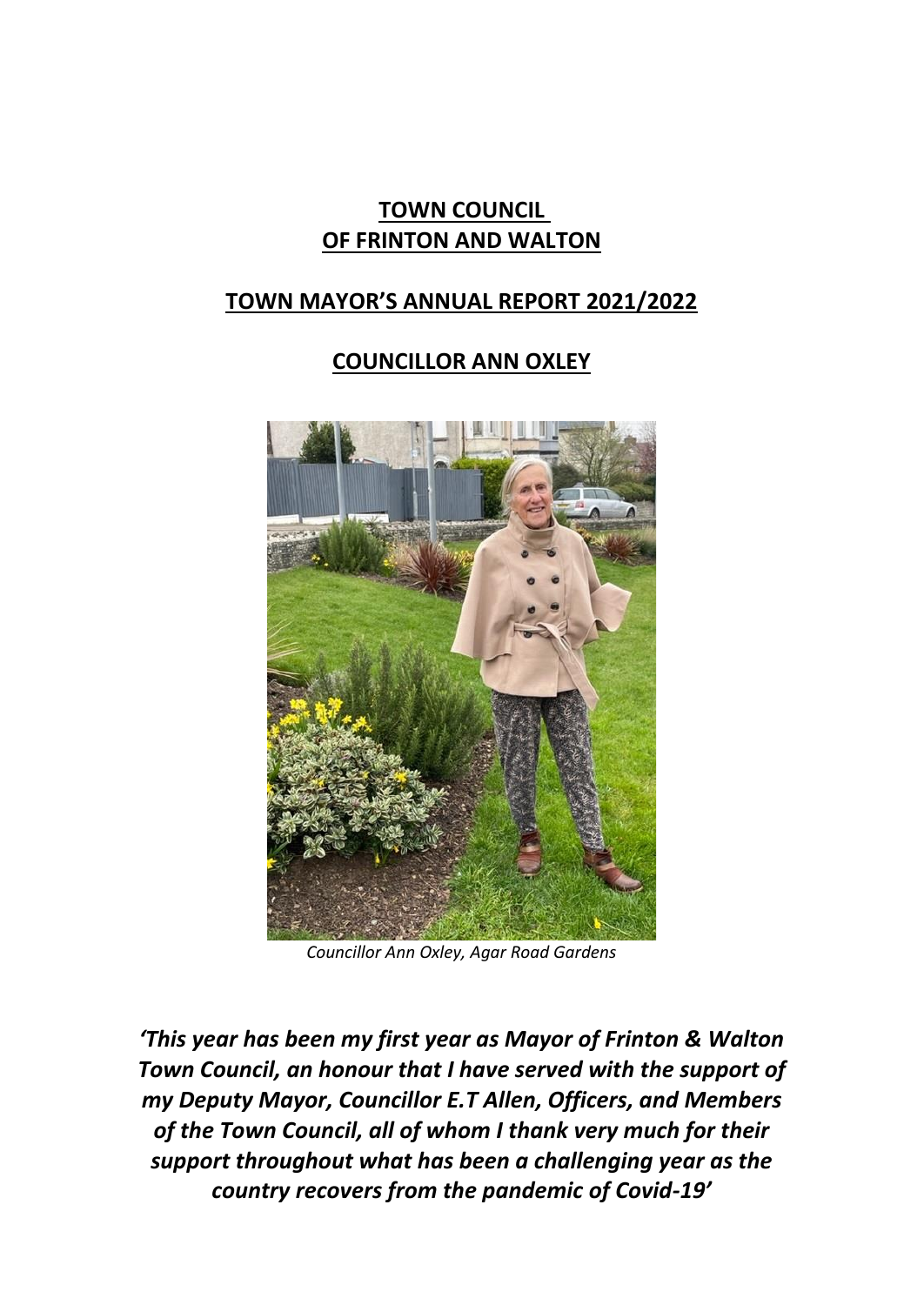# TOWN COUNCIL
# OF FRINTON AND WALTON

## TOWN MAYOR'S ANNUAL REPORT 2021/2022

## COUNCILLOR ANN OXLEY

*Councillor Ann Oxley, Agar Road Gardens*

***'This year has been my first year as Mayor of Frinton & Walton Town Council, an honour that I have served with the support of my Deputy Mayor, Councillor E.T Allen, Officers, and Members of the Town Council, all of whom I thank very much for their support throughout what has been a challenging year as the country recovers from the pandemic of Covid-19'***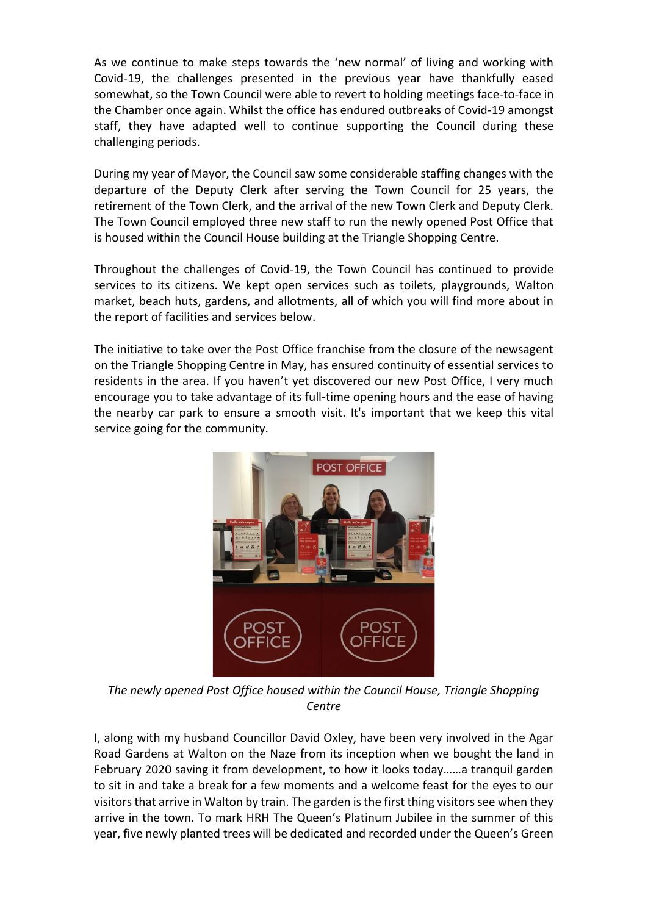As we continue to make steps towards the 'new normal' of living and working with Covid-19, the challenges presented in the previous year have thankfully eased somewhat, so the Town Council were able to revert to holding meetings face-to-face in the Chamber once again. Whilst the office has endured outbreaks of Covid-19 amongst staff, they have adapted well to continue supporting the Council during these challenging periods.

During my year of Mayor, the Council saw some considerable staffing changes with the departure of the Deputy Clerk after serving the Town Council for 25 years, the retirement of the Town Clerk, and the arrival of the new Town Clerk and Deputy Clerk. The Town Council employed three new staff to run the newly opened Post Office that is housed within the Council House building at the Triangle Shopping Centre.

Throughout the challenges of Covid-19, the Town Council has continued to provide services to its citizens. We kept open services such as toilets, playgrounds, Walton market, beach huts, gardens, and allotments, all of which you will find more about in the report of facilities and services below.

The initiative to take over the Post Office franchise from the closure of the newsagent on the Triangle Shopping Centre in May, has ensured continuity of essential services to residents in the area. If you haven't yet discovered our new Post Office, I very much encourage you to take advantage of its full-time opening hours and the ease of having the nearby car park to ensure a smooth visit. It's important that we keep this vital service going for the community.

*The newly opened Post Office housed within the Council House, Triangle Shopping Centre*

I, along with my husband Councillor David Oxley, have been very involved in the Agar Road Gardens at Walton on the Naze from its inception when we bought the land in February 2020 saving it from development, to how it looks today……a tranquil garden to sit in and take a break for a few moments and a welcome feast for the eyes to our visitors that arrive in Walton by train. The garden is the first thing visitors see when they arrive in the town. To mark HRH The Queen's Platinum Jubilee in the summer of this year, five newly planted trees will be dedicated and recorded under the Queen's Green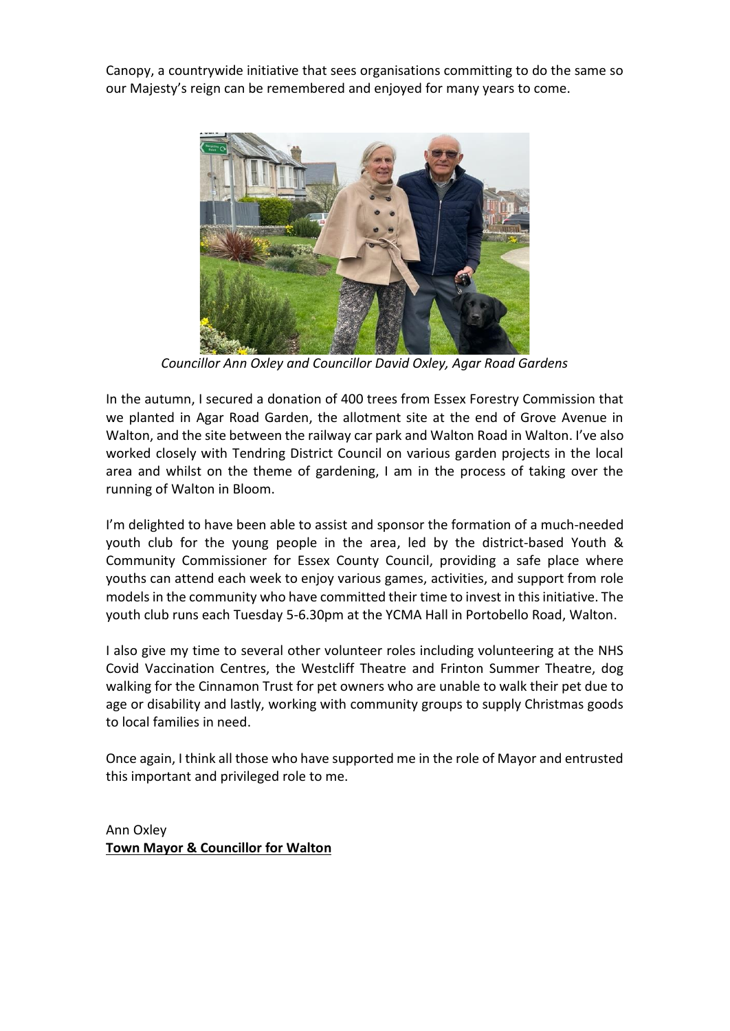Canopy, a countrywide initiative that sees organisations committing to do the same so our Majesty's reign can be remembered and enjoyed for many years to come.

*Councillor Ann Oxley and Councillor David Oxley, Agar Road Gardens*

In the autumn, I secured a donation of 400 trees from Essex Forestry Commission that we planted in Agar Road Garden, the allotment site at the end of Grove Avenue in Walton, and the site between the railway car park and Walton Road in Walton. I've also worked closely with Tendring District Council on various garden projects in the local area and whilst on the theme of gardening, I am in the process of taking over the running of Walton in Bloom.

I'm delighted to have been able to assist and sponsor the formation of a much-needed youth club for the young people in the area, led by the district-based Youth & Community Commissioner for Essex County Council, providing a safe place where youths can attend each week to enjoy various games, activities, and support from role models in the community who have committed their time to invest in this initiative. The youth club runs each Tuesday 5-6.30pm at the YCMA Hall in Portobello Road, Walton.

I also give my time to several other volunteer roles including volunteering at the NHS Covid Vaccination Centres, the Westcliff Theatre and Frinton Summer Theatre, dog walking for the Cinnamon Trust for pet owners who are unable to walk their pet due to age or disability and lastly, working with community groups to supply Christmas goods to local families in need.

Once again, I think all those who have supported me in the role of Mayor and entrusted this important and privileged role to me.

Ann Oxley
**Town Mayor & Councillor for Walton**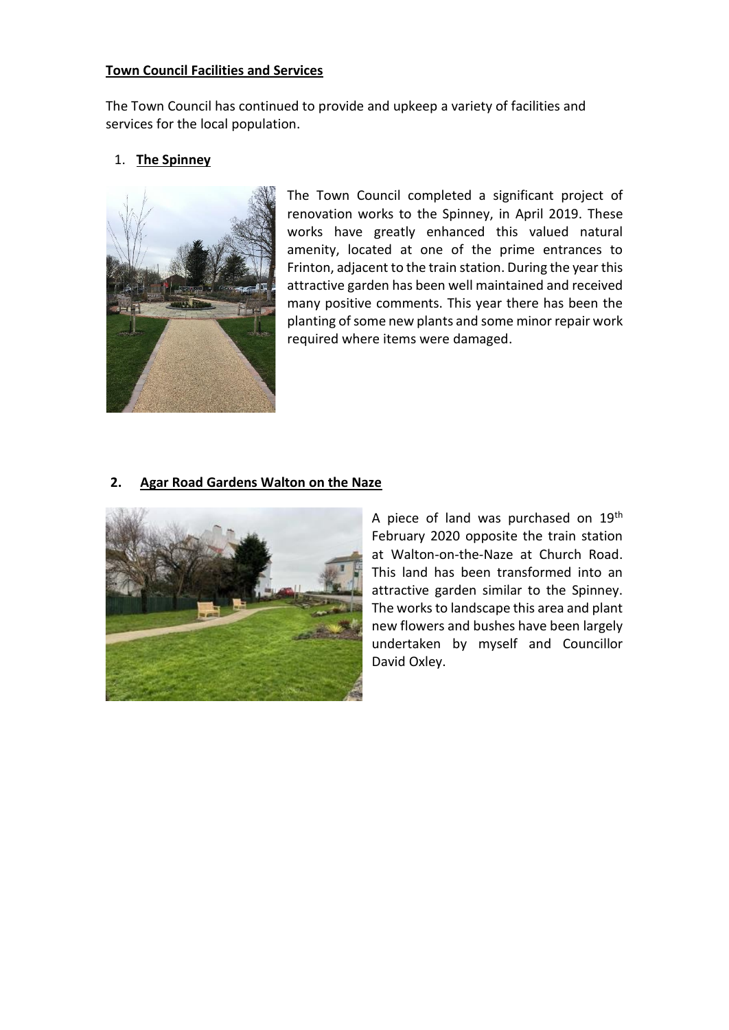**Town Council Facilities and Services**

The Town Council has continued to provide and upkeep a variety of facilities and services for the local population.

1. **The Spinney**

The Town Council completed a significant project of renovation works to the Spinney, in April 2019. These works have greatly enhanced this valued natural amenity, located at one of the prime entrances to Frinton, adjacent to the train station. During the year this attractive garden has been well maintained and received many positive comments. This year there has been the planting of some new plants and some minor repair work required where items were damaged.

2. **Agar Road Gardens Walton on the Naze**

A piece of land was purchased on 19th February 2020 opposite the train station at Walton-on-the-Naze at Church Road. This land has been transformed into an attractive garden similar to the Spinney. The works to landscape this area and plant new flowers and bushes have been largely undertaken by myself and Councillor David Oxley.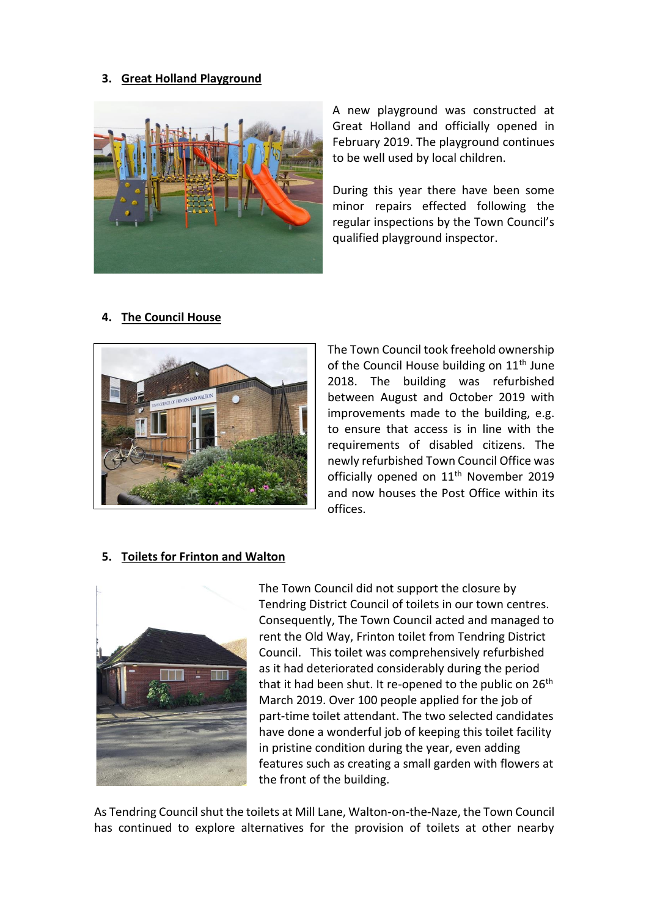3. **Great Holland Playground**

A new playground was constructed at Great Holland and officially opened in February 2019. The playground continues to be well used by local children.

During this year there have been some minor repairs effected following the regular inspections by the Town Council's qualified playground inspector.

4. **The Council House**

The Town Council took freehold ownership of the Council House building on 11th June 2018. The building was refurbished between August and October 2019 with improvements made to the building, e.g. to ensure that access is in line with the requirements of disabled citizens. The newly refurbished Town Council Office was officially opened on 11th November 2019 and now houses the Post Office within its offices.

5. **Toilets for Frinton and Walton**

The Town Council did not support the closure by Tendring District Council of toilets in our town centres. Consequently, The Town Council acted and managed to rent the Old Way, Frinton toilet from Tendring District Council. This toilet was comprehensively refurbished as it had deteriorated considerably during the period that it had been shut. It re-opened to the public on 26th March 2019. Over 100 people applied for the job of part-time toilet attendant. The two selected candidates have done a wonderful job of keeping this toilet facility in pristine condition during the year, even adding features such as creating a small garden with flowers at the front of the building.

As Tendring Council shut the toilets at Mill Lane, Walton-on-the-Naze, the Town Council has continued to explore alternatives for the provision of toilets at other nearby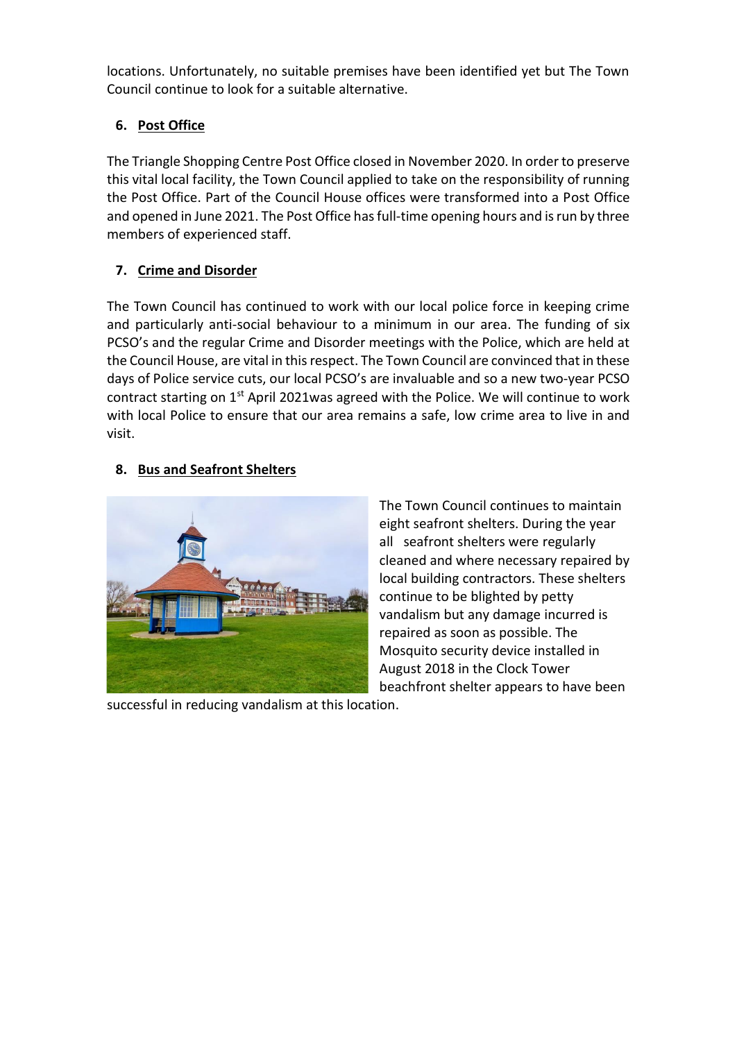locations. Unfortunately, no suitable premises have been identified yet but The Town Council continue to look for a suitable alternative.

6. **Post Office**

The Triangle Shopping Centre Post Office closed in November 2020. In order to preserve this vital local facility, the Town Council applied to take on the responsibility of running the Post Office. Part of the Council House offices were transformed into a Post Office and opened in June 2021. The Post Office has full-time opening hours and is run by three members of experienced staff.

7. **Crime and Disorder**

The Town Council has continued to work with our local police force in keeping crime and particularly anti-social behaviour to a minimum in our area. The funding of six PCSO's and the regular Crime and Disorder meetings with the Police, which are held at the Council House, are vital in this respect. The Town Council are convinced that in these days of Police service cuts, our local PCSO's are invaluable and so a new two-year PCSO contract starting on 1st April 2021was agreed with the Police. We will continue to work with local Police to ensure that our area remains a safe, low crime area to live in and visit.

8. **Bus and Seafront Shelters**

The Town Council continues to maintain eight seafront shelters. During the year all seafront shelters were regularly cleaned and where necessary repaired by local building contractors. These shelters continue to be blighted by petty vandalism but any damage incurred is repaired as soon as possible. The Mosquito security device installed in August 2018 in the Clock Tower beachfront shelter appears to have been successful in reducing vandalism at this location.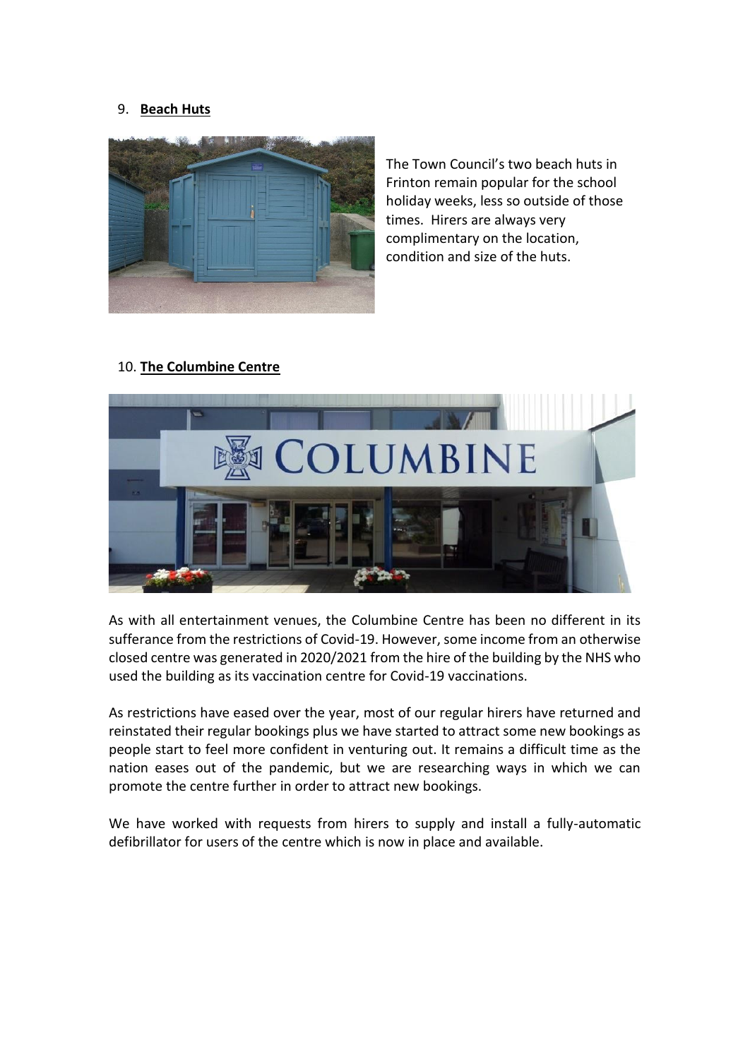9. **Beach Huts**

The Town Council's two beach huts in Frinton remain popular for the school holiday weeks, less so outside of those times. Hirers are always very complimentary on the location, condition and size of the huts.

10. **The Columbine Centre**

As with all entertainment venues, the Columbine Centre has been no different in its sufferance from the restrictions of Covid-19. However, some income from an otherwise closed centre was generated in 2020/2021 from the hire of the building by the NHS who used the building as its vaccination centre for Covid-19 vaccinations.

As restrictions have eased over the year, most of our regular hirers have returned and reinstated their regular bookings plus we have started to attract some new bookings as people start to feel more confident in venturing out. It remains a difficult time as the nation eases out of the pandemic, but we are researching ways in which we can promote the centre further in order to attract new bookings.

We have worked with requests from hirers to supply and install a fully-automatic defibrillator for users of the centre which is now in place and available.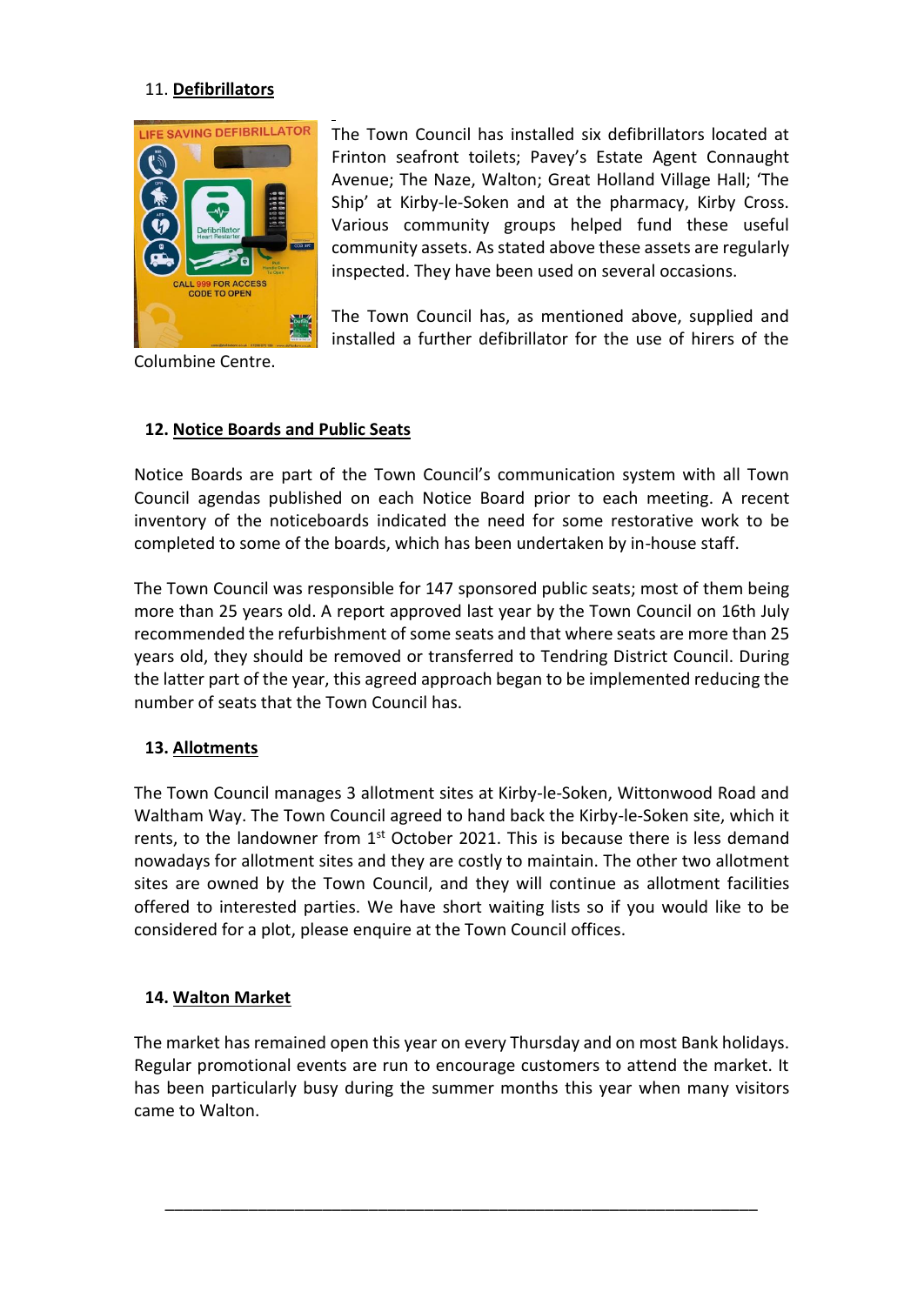11. **Defibrillators**

The Town Council has installed six defibrillators located at Frinton seafront toilets; Pavey's Estate Agent Connaught Avenue; The Naze, Walton; Great Holland Village Hall; 'The Ship' at Kirby-le-Soken and at the pharmacy, Kirby Cross. Various community groups helped fund these useful community assets. As stated above these assets are regularly inspected. They have been used on several occasions.

The Town Council has, as mentioned above, supplied and installed a further defibrillator for the use of hirers of the Columbine Centre.

**12. Notice Boards and Public Seats**

Notice Boards are part of the Town Council's communication system with all Town Council agendas published on each Notice Board prior to each meeting. A recent inventory of the noticeboards indicated the need for some restorative work to be completed to some of the boards, which has been undertaken by in-house staff.

The Town Council was responsible for 147 sponsored public seats; most of them being more than 25 years old. A report approved last year by the Town Council on 16th July recommended the refurbishment of some seats and that where seats are more than 25 years old, they should be removed or transferred to Tendring District Council. During the latter part of the year, this agreed approach began to be implemented reducing the number of seats that the Town Council has.

**13. Allotments**

The Town Council manages 3 allotment sites at Kirby-le-Soken, Wittonwood Road and Waltham Way. The Town Council agreed to hand back the Kirby-le-Soken site, which it rents, to the landowner from 1st October 2021. This is because there is less demand nowadays for allotment sites and they are costly to maintain. The other two allotment sites are owned by the Town Council, and they will continue as allotment facilities offered to interested parties. We have short waiting lists so if you would like to be considered for a plot, please enquire at the Town Council offices.

**14. Walton Market**

The market has remained open this year on every Thursday and on most Bank holidays. Regular promotional events are run to encourage customers to attend the market. It has been particularly busy during the summer months this year when many visitors came to Walton.